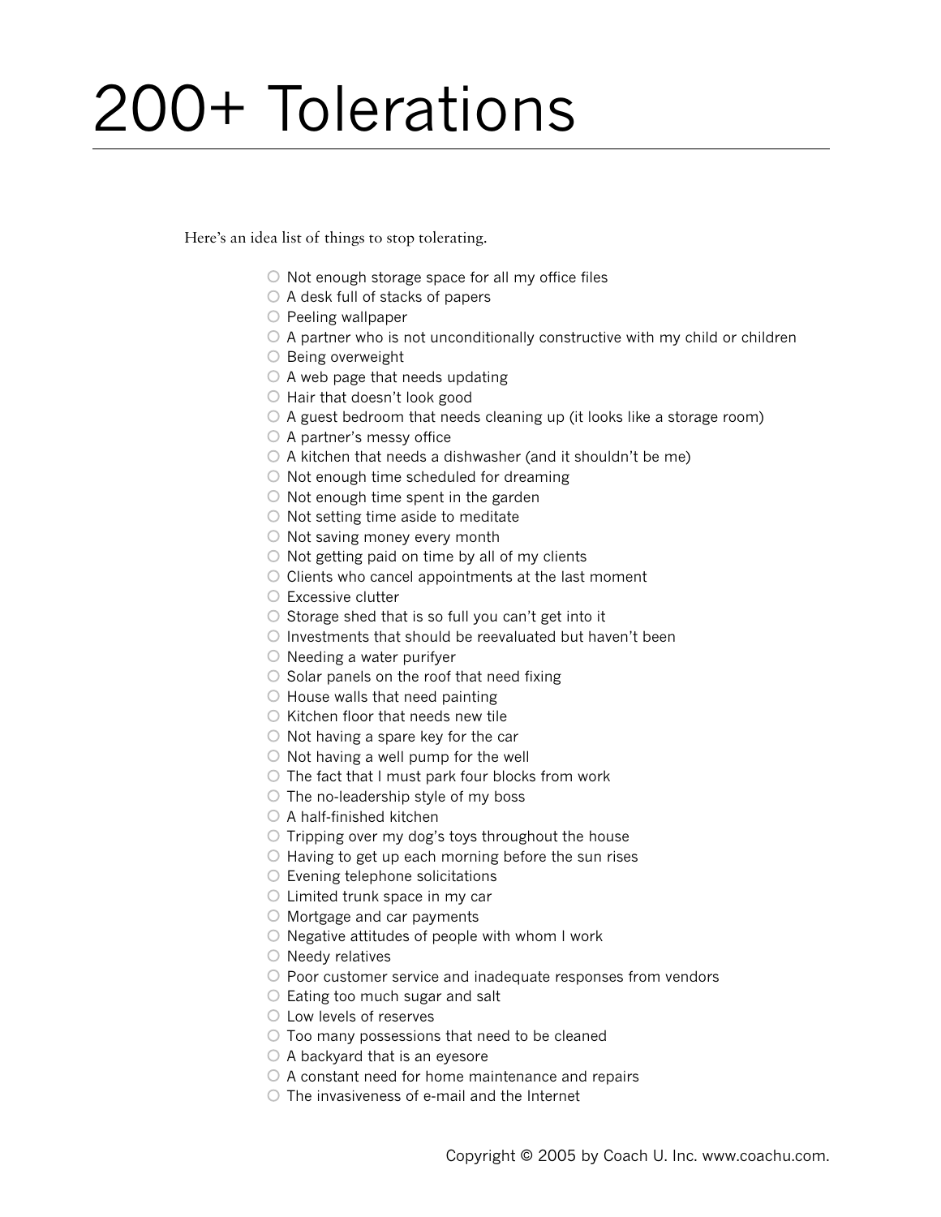# 200+ Tolerations

Here's an idea list of things to stop tolerating.

- Not enough storage space for all my office files
- A desk full of stacks of papers
- Peeling wallpaper
- A partner who is not unconditionally constructive with my child or children
- Being overweight
- A web page that needs updating
- Hair that doesn't look good
- A guest bedroom that needs cleaning up (it looks like a storage room)
- A partner's messy office
- A kitchen that needs a dishwasher (and it shouldn't be me)
- Not enough time scheduled for dreaming
- Not enough time spent in the garden
- Not setting time aside to meditate
- Not saving money every month
- Not getting paid on time by all of my clients
- Clients who cancel appointments at the last moment
- Excessive clutter
- Storage shed that is so full you can't get into it
- Investments that should be reevaluated but haven't been
- Needing a water purifyer
- Solar panels on the roof that need fixing
- House walls that need painting
- Kitchen floor that needs new tile
- Not having a spare key for the car
- Not having a well pump for the well
- The fact that I must park four blocks from work
- The no-leadership style of my boss
- A half-finished kitchen
- Tripping over my dog's toys throughout the house
- Having to get up each morning before the sun rises
- Evening telephone solicitations
- Limited trunk space in my car
- Mortgage and car payments
- Negative attitudes of people with whom I work
- Needy relatives
- Poor customer service and inadequate responses from vendors
- Eating too much sugar and salt
- Low levels of reserves
- Too many possessions that need to be cleaned
- A backyard that is an eyesore
- A constant need for home maintenance and repairs
- The invasiveness of e-mail and the Internet

Copyright © 2005 by Coach U. Inc. www.coachu.com.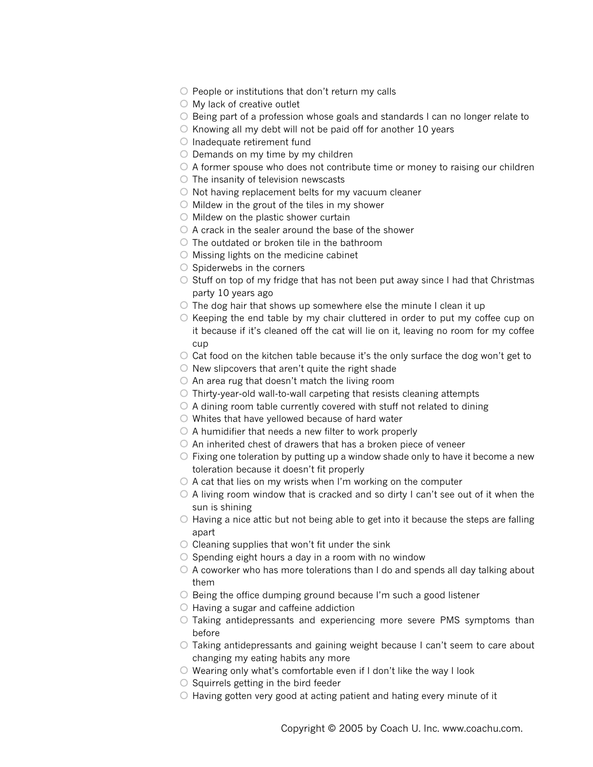- People or institutions that don't return my calls
- My lack of creative outlet
- Being part of a profession whose goals and standards I can no longer relate to
- Knowing all my debt will not be paid off for another 10 years
- Inadequate retirement fund
- Demands on my time by my children
- A former spouse who does not contribute time or money to raising our children
- The insanity of television newscasts
- Not having replacement belts for my vacuum cleaner
- Mildew in the grout of the tiles in my shower
- Mildew on the plastic shower curtain
- A crack in the sealer around the base of the shower
- The outdated or broken tile in the bathroom
- Missing lights on the medicine cabinet
- Spiderwebs in the corners
- Stuff on top of my fridge that has not been put away since I had that Christmas party 10 years ago
- The dog hair that shows up somewhere else the minute I clean it up
- Keeping the end table by my chair cluttered in order to put my coffee cup on it because if it's cleaned off the cat will lie on it, leaving no room for my coffee cup
- Cat food on the kitchen table because it's the only surface the dog won't get to
- New slipcovers that aren't quite the right shade
- An area rug that doesn't match the living room
- Thirty-year-old wall-to-wall carpeting that resists cleaning attempts
- A dining room table currently covered with stuff not related to dining
- Whites that have yellowed because of hard water
- A humidifier that needs a new filter to work properly
- An inherited chest of drawers that has a broken piece of veneer
- Fixing one toleration by putting up a window shade only to have it become a new toleration because it doesn't fit properly
- A cat that lies on my wrists when I'm working on the computer
- A living room window that is cracked and so dirty I can't see out of it when the sun is shining
- Having a nice attic but not being able to get into it because the steps are falling apart
- Cleaning supplies that won't fit under the sink
- Spending eight hours a day in a room with no window
- A coworker who has more tolerations than I do and spends all day talking about them
- Being the office dumping ground because I'm such a good listener
- Having a sugar and caffeine addiction
- Taking antidepressants and experiencing more severe PMS symptoms than before
- Taking antidepressants and gaining weight because I can't seem to care about changing my eating habits any more
- Wearing only what's comfortable even if I don't like the way I look
- Squirrels getting in the bird feeder
- Having gotten very good at acting patient and hating every minute of it

Copyright © 2005 by Coach U. Inc. www.coachu.com.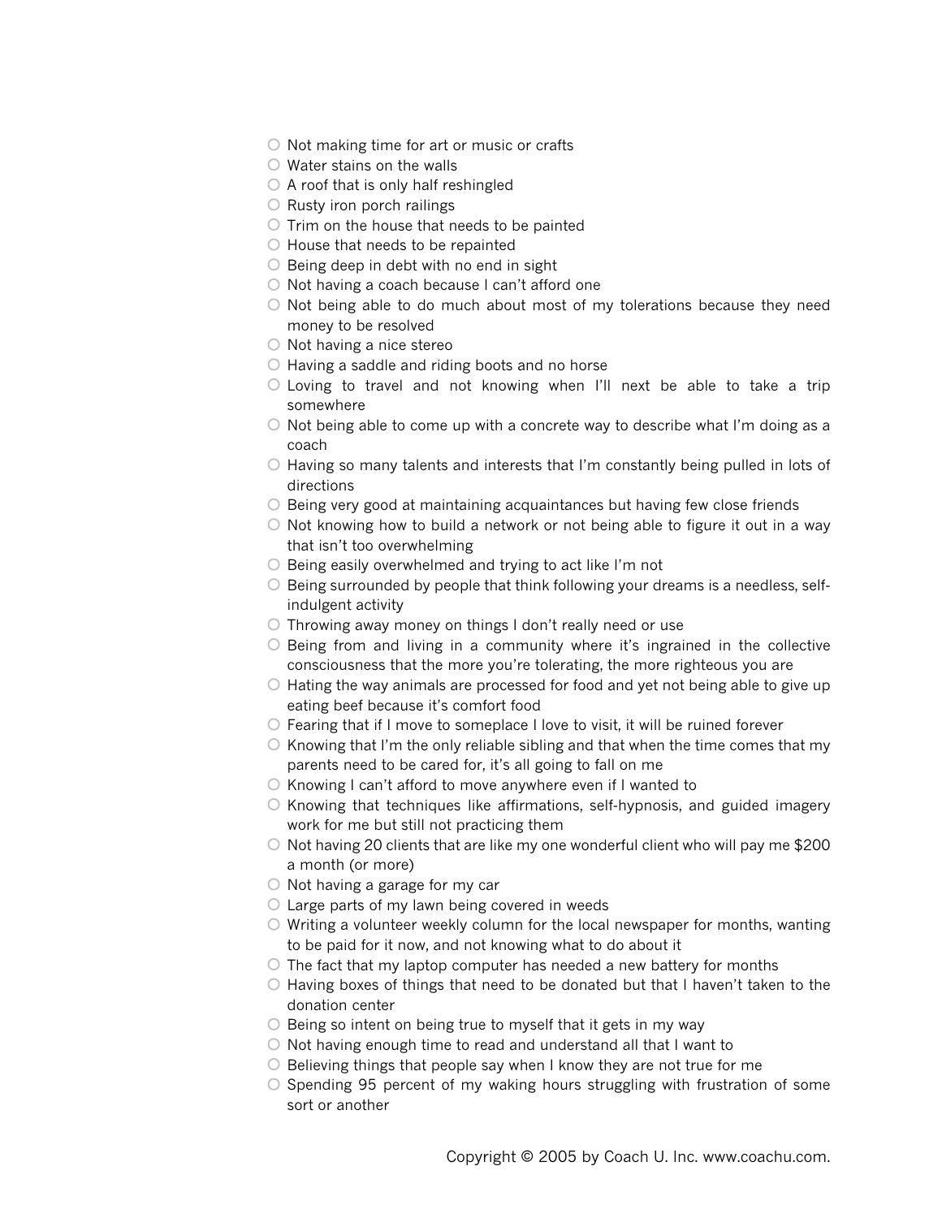- Not making time for art or music or crafts
- Water stains on the walls
- A roof that is only half reshingled
- Rusty iron porch railings
- Trim on the house that needs to be painted
- House that needs to be repainted
- Being deep in debt with no end in sight
- Not having a coach because I can't afford one
- Not being able to do much about most of my tolerations because they need money to be resolved
- Not having a nice stereo
- Having a saddle and riding boots and no horse
- Loving to travel and not knowing when I'll next be able to take a trip somewhere
- Not being able to come up with a concrete way to describe what I'm doing as a coach
- Having so many talents and interests that I'm constantly being pulled in lots of directions
- Being very good at maintaining acquaintances but having few close friends
- Not knowing how to build a network or not being able to figure it out in a way that isn't too overwhelming
- Being easily overwhelmed and trying to act like I'm not
- Being surrounded by people that think following your dreams is a needless, self-indulgent activity
- Throwing away money on things I don't really need or use
- Being from and living in a community where it's ingrained in the collective consciousness that the more you're tolerating, the more righteous you are
- Hating the way animals are processed for food and yet not being able to give up eating beef because it's comfort food
- Fearing that if I move to someplace I love to visit, it will be ruined forever
- Knowing that I'm the only reliable sibling and that when the time comes that my parents need to be cared for, it's all going to fall on me
- Knowing I can't afford to move anywhere even if I wanted to
- Knowing that techniques like affirmations, self-hypnosis, and guided imagery work for me but still not practicing them
- Not having 20 clients that are like my one wonderful client who will pay me $200 a month (or more)
- Not having a garage for my car
- Large parts of my lawn being covered in weeds
- Writing a volunteer weekly column for the local newspaper for months, wanting to be paid for it now, and not knowing what to do about it
- The fact that my laptop computer has needed a new battery for months
- Having boxes of things that need to be donated but that I haven't taken to the donation center
- Being so intent on being true to myself that it gets in my way
- Not having enough time to read and understand all that I want to
- Believing things that people say when I know they are not true for me
- Spending 95 percent of my waking hours struggling with frustration of some sort or another

Copyright © 2005 by Coach U. Inc. www.coachu.com.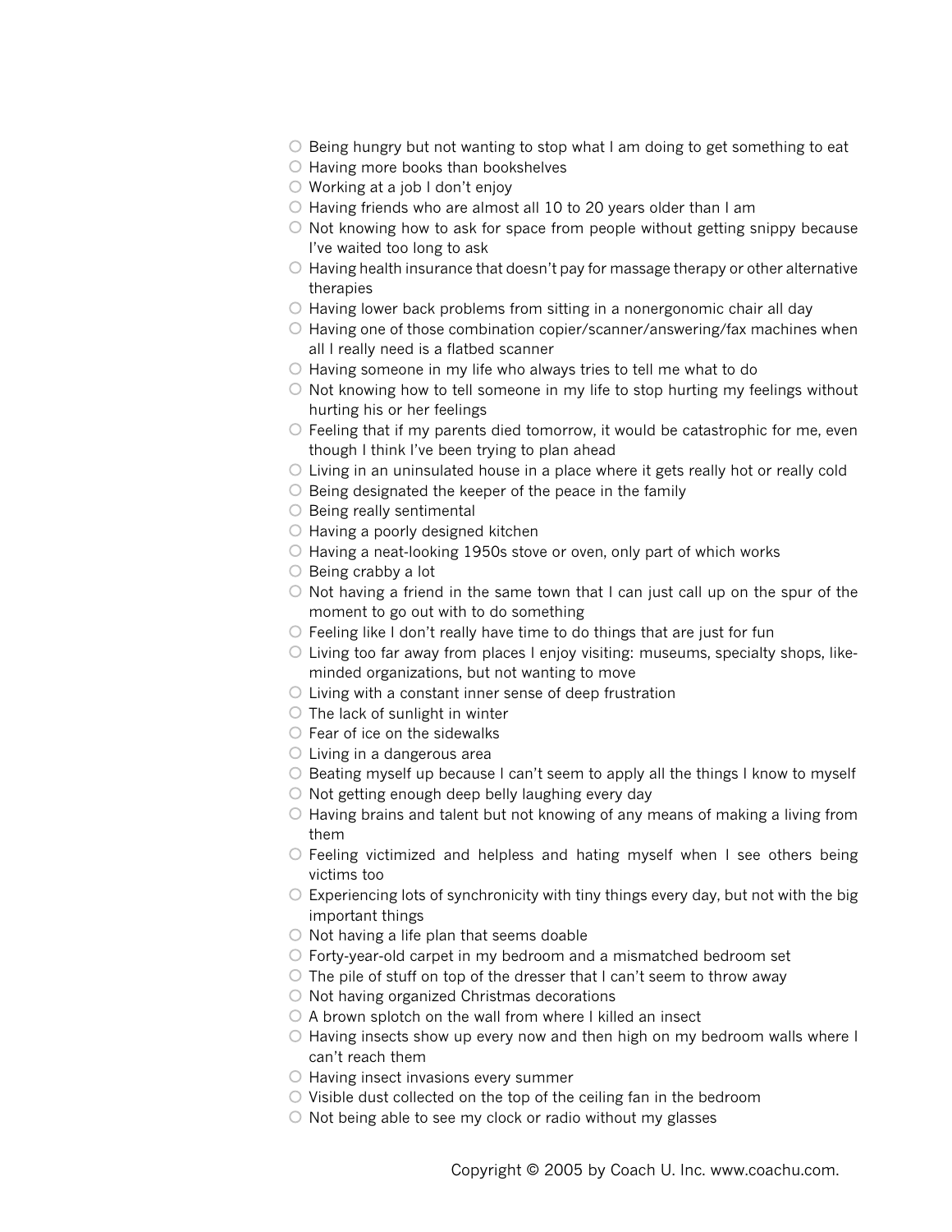- ○ Being hungry but not wanting to stop what I am doing to get something to eat
- ○ Having more books than bookshelves
- ○ Working at a job I don't enjoy
- ○ Having friends who are almost all 10 to 20 years older than I am
- ○ Not knowing how to ask for space from people without getting snippy because I've waited too long to ask
- ○ Having health insurance that doesn't pay for massage therapy or other alternative therapies
- ○ Having lower back problems from sitting in a nonergonomic chair all day
- ○ Having one of those combination copier/scanner/answering/fax machines when all I really need is a flatbed scanner
- ○ Having someone in my life who always tries to tell me what to do
- ○ Not knowing how to tell someone in my life to stop hurting my feelings without hurting his or her feelings
- ○ Feeling that if my parents died tomorrow, it would be catastrophic for me, even though I think I've been trying to plan ahead
- ○ Living in an uninsulated house in a place where it gets really hot or really cold
- ○ Being designated the keeper of the peace in the family
- ○ Being really sentimental
- ○ Having a poorly designed kitchen
- ○ Having a neat-looking 1950s stove or oven, only part of which works
- ○ Being crabby a lot
- ○ Not having a friend in the same town that I can just call up on the spur of the moment to go out with to do something
- ○ Feeling like I don't really have time to do things that are just for fun
- ○ Living too far away from places I enjoy visiting: museums, specialty shops, like-minded organizations, but not wanting to move
- ○ Living with a constant inner sense of deep frustration
- ○ The lack of sunlight in winter
- ○ Fear of ice on the sidewalks
- ○ Living in a dangerous area
- ○ Beating myself up because I can't seem to apply all the things I know to myself
- ○ Not getting enough deep belly laughing every day
- ○ Having brains and talent but not knowing of any means of making a living from them
- ○ Feeling victimized and helpless and hating myself when I see others being victims too
- ○ Experiencing lots of synchronicity with tiny things every day, but not with the big important things
- ○ Not having a life plan that seems doable
- ○ Forty-year-old carpet in my bedroom and a mismatched bedroom set
- ○ The pile of stuff on top of the dresser that I can't seem to throw away
- ○ Not having organized Christmas decorations
- ○ A brown splotch on the wall from where I killed an insect
- ○ Having insects show up every now and then high on my bedroom walls where I can't reach them
- ○ Having insect invasions every summer
- ○ Visible dust collected on the top of the ceiling fan in the bedroom
- ○ Not being able to see my clock or radio without my glasses

Copyright © 2005 by Coach U. Inc. www.coachu.com.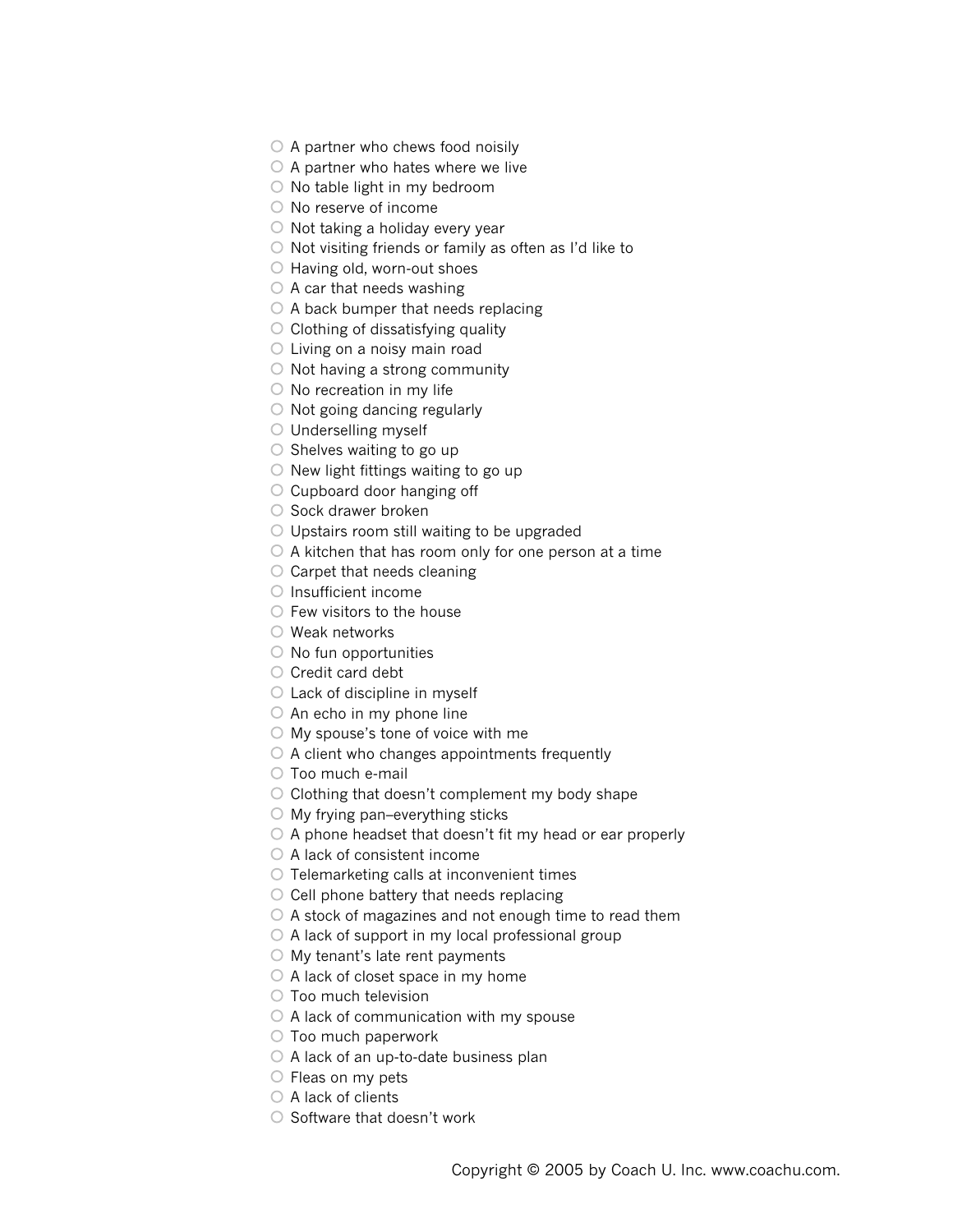- A partner who chews food noisily
- A partner who hates where we live
- No table light in my bedroom
- No reserve of income
- Not taking a holiday every year
- Not visiting friends or family as often as I'd like to
- Having old, worn-out shoes
- A car that needs washing
- A back bumper that needs replacing
- Clothing of dissatisfying quality
- Living on a noisy main road
- Not having a strong community
- No recreation in my life
- Not going dancing regularly
- Underselling myself
- Shelves waiting to go up
- New light fittings waiting to go up
- Cupboard door hanging off
- Sock drawer broken
- Upstairs room still waiting to be upgraded
- A kitchen that has room only for one person at a time
- Carpet that needs cleaning
- Insufficient income
- Few visitors to the house
- Weak networks
- No fun opportunities
- Credit card debt
- Lack of discipline in myself
- An echo in my phone line
- My spouse's tone of voice with me
- A client who changes appointments frequently
- Too much e-mail
- Clothing that doesn't complement my body shape
- My frying pan–everything sticks
- A phone headset that doesn't fit my head or ear properly
- A lack of consistent income
- Telemarketing calls at inconvenient times
- Cell phone battery that needs replacing
- A stock of magazines and not enough time to read them
- A lack of support in my local professional group
- My tenant's late rent payments
- A lack of closet space in my home
- Too much television
- A lack of communication with my spouse
- Too much paperwork
- A lack of an up-to-date business plan
- Fleas on my pets
- A lack of clients
- Software that doesn't work

Copyright © 2005 by Coach U. Inc. www.coachu.com.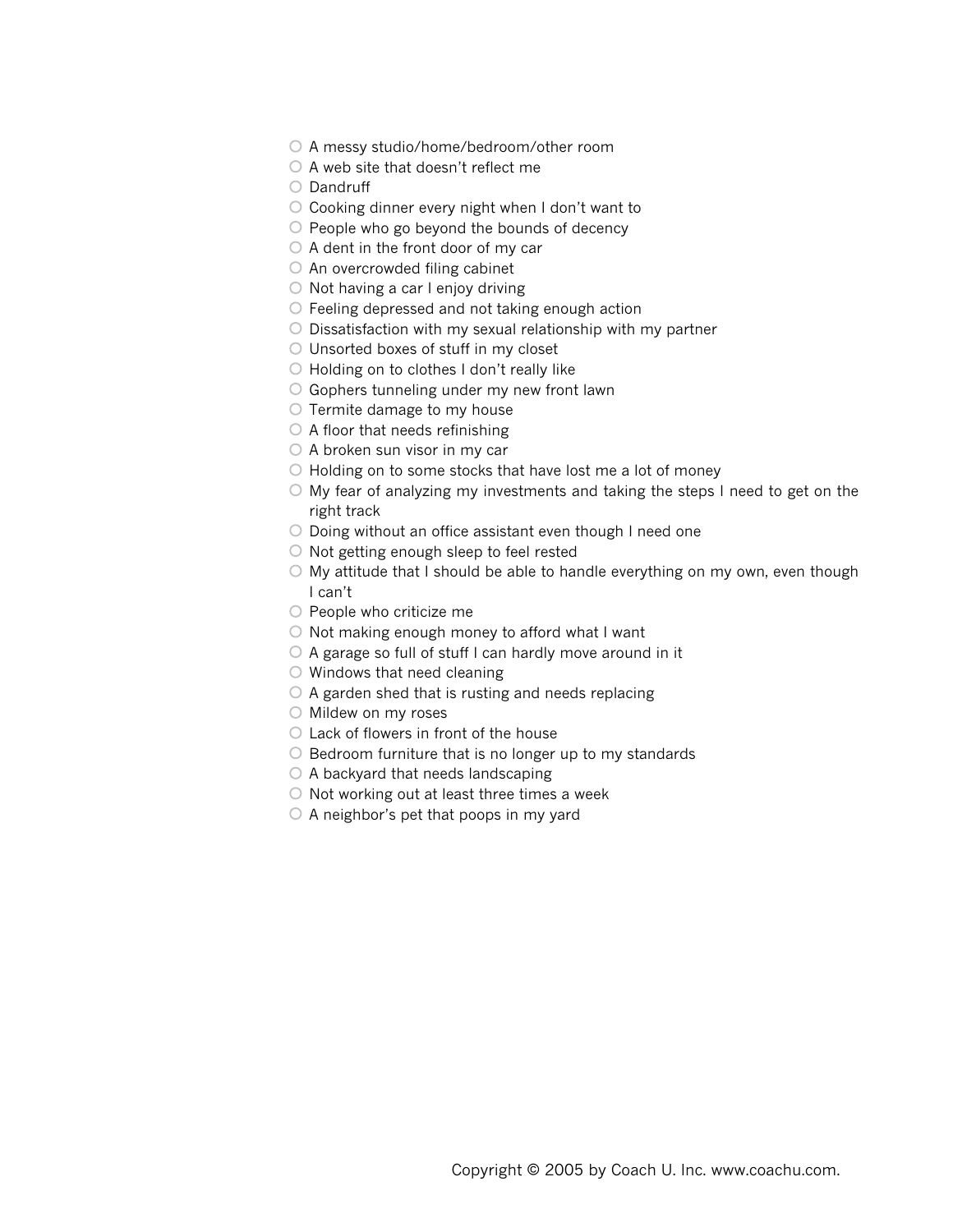- A messy studio/home/bedroom/other room
- A web site that doesn't reflect me
- Dandruff
- Cooking dinner every night when I don't want to
- People who go beyond the bounds of decency
- A dent in the front door of my car
- An overcrowded filing cabinet
- Not having a car I enjoy driving
- Feeling depressed and not taking enough action
- Dissatisfaction with my sexual relationship with my partner
- Unsorted boxes of stuff in my closet
- Holding on to clothes I don't really like
- Gophers tunneling under my new front lawn
- Termite damage to my house
- A floor that needs refinishing
- A broken sun visor in my car
- Holding on to some stocks that have lost me a lot of money
- My fear of analyzing my investments and taking the steps I need to get on the right track
- Doing without an office assistant even though I need one
- Not getting enough sleep to feel rested
- My attitude that I should be able to handle everything on my own, even though I can't
- People who criticize me
- Not making enough money to afford what I want
- A garage so full of stuff I can hardly move around in it
- Windows that need cleaning
- A garden shed that is rusting and needs replacing
- Mildew on my roses
- Lack of flowers in front of the house
- Bedroom furniture that is no longer up to my standards
- A backyard that needs landscaping
- Not working out at least three times a week
- A neighbor's pet that poops in my yard